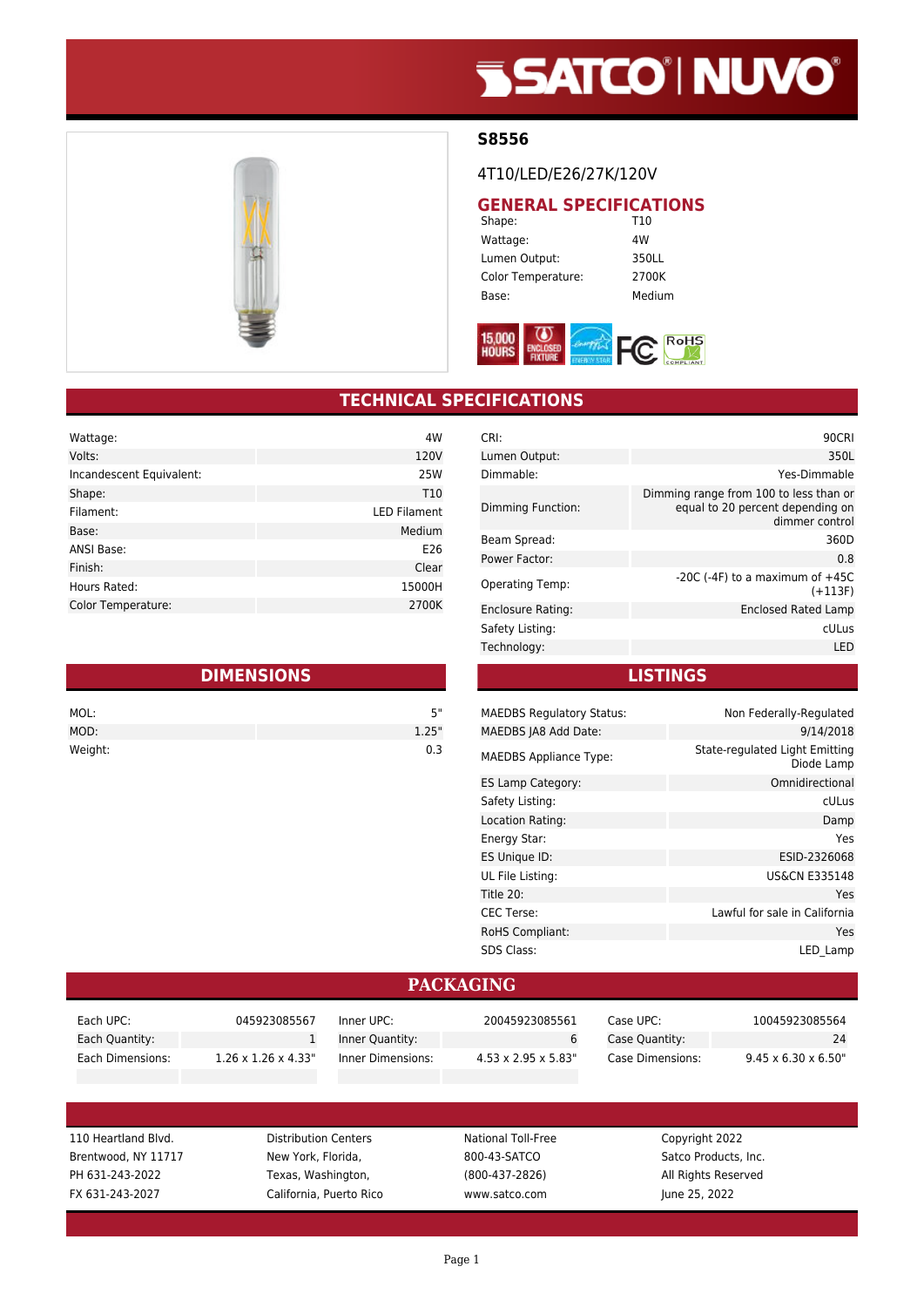## S8556

4T10/LED/E26/27K/120V

## GENERAL SPECIFICATIONS

| | |
|---|---|
| Shape: | T10 |
| Wattage: | 4W |
| Lumen Output: | 350LL |
| Color Temperature: | 2700K |
| Base: | Medium |

## TECHNICAL SPECIFICATIONS

| | |
|---|---|
| Wattage: | 4W |
| Volts: | 120V |
| Incandescent Equivalent: | 25W |
| Shape: | T10 |
| Filament: | LED Filament |
| Base: | Medium |
| ANSI Base: | E26 |
| Finish: | Clear |
| Hours Rated: | 15000H |
| Color Temperature: | 2700K |

| | |
|---|---|
| CRI: | 90CRI |
| Lumen Output: | 350L |
| Dimmable: | Yes-Dimmable |
| Dimming Function: | Dimming range from 100 to less than or equal to 20 percent depending on dimmer control |
| Beam Spread: | 360D |
| Power Factor: | 0.8 |
| Operating Temp: | -20C (-4F) to a maximum of +45C (+113F) |
| Enclosure Rating: | Enclosed Rated Lamp |
| Safety Listing: | cULus |
| Technology: | LED |

## DIMENSIONS

| | |
|---|---|
| MOL: | 5" |
| MOD: | 1.25" |
| Weight: | 0.3 |

## LISTINGS

| | |
|---|---|
| MAEDBS Regulatory Status: | Non Federally-Regulated |
| MAEDBS JA8 Add Date: | 9/14/2018 |
| MAEDBS Appliance Type: | State-regulated Light Emitting Diode Lamp |
| ES Lamp Category: | Omnidirectional |
| Safety Listing: | cULus |
| Location Rating: | Damp |
| Energy Star: | Yes |
| ES Unique ID: | ESID-2326068 |
| UL File Listing: | US&CN E335148 |
| Title 20: | Yes |
| CEC Terse: | Lawful for sale in California |
| RoHS Compliant: | Yes |
| SDS Class: | LED_Lamp |

## PACKAGING

| | | | | | |
|---|---|---|---|---|---|
| Each UPC: | 045923085567 | Inner UPC: | 20045923085561 | Case UPC: | 10045923085564 |
| Each Quantity: | 1 | Inner Quantity: | 6 | Case Quantity: | 24 |
| Each Dimensions: | 1.26 x 1.26 x 4.33" | Inner Dimensions: | 4.53 x 2.95 x 5.83" | Case Dimensions: | 9.45 x 6.30 x 6.50" |

110 Heartland Blvd.
Brentwood, NY 11717
PH 631-243-2022
FX 631-243-2027

Distribution Centers
New York, Florida,
Texas, Washington,
California, Puerto Rico

National Toll-Free
800-43-SATCO
(800-437-2826)
www.satco.com

Copyright 2022
Satco Products, Inc.
All Rights Reserved
June 25, 2022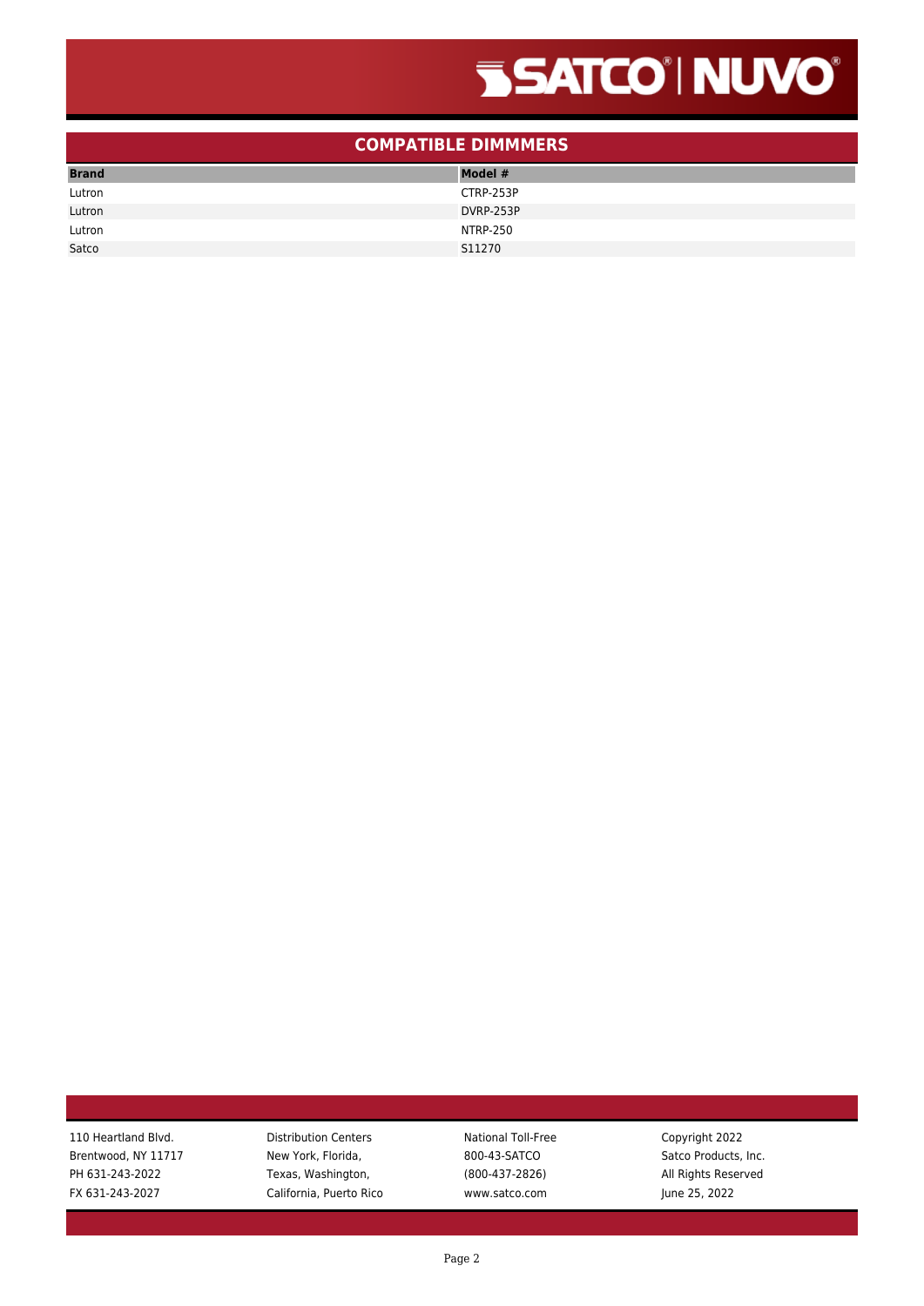## COMPATIBLE DIMMMERS

| Brand | Model # |
| --- | --- |
| Lutron | CTRP-253P |
| Lutron | DVRP-253P |
| Lutron | NTRP-250 |
| Satco | S11270 |

110 Heartland Blvd.
Brentwood, NY 11717
PH 631-243-2022
FX 631-243-2027

Distribution Centers
New York, Florida,
Texas, Washington,
California, Puerto Rico

National Toll-Free
800-43-SATCO
(800-437-2826)
www.satco.com

Copyright 2022
Satco Products, Inc.
All Rights Reserved
June 25, 2022